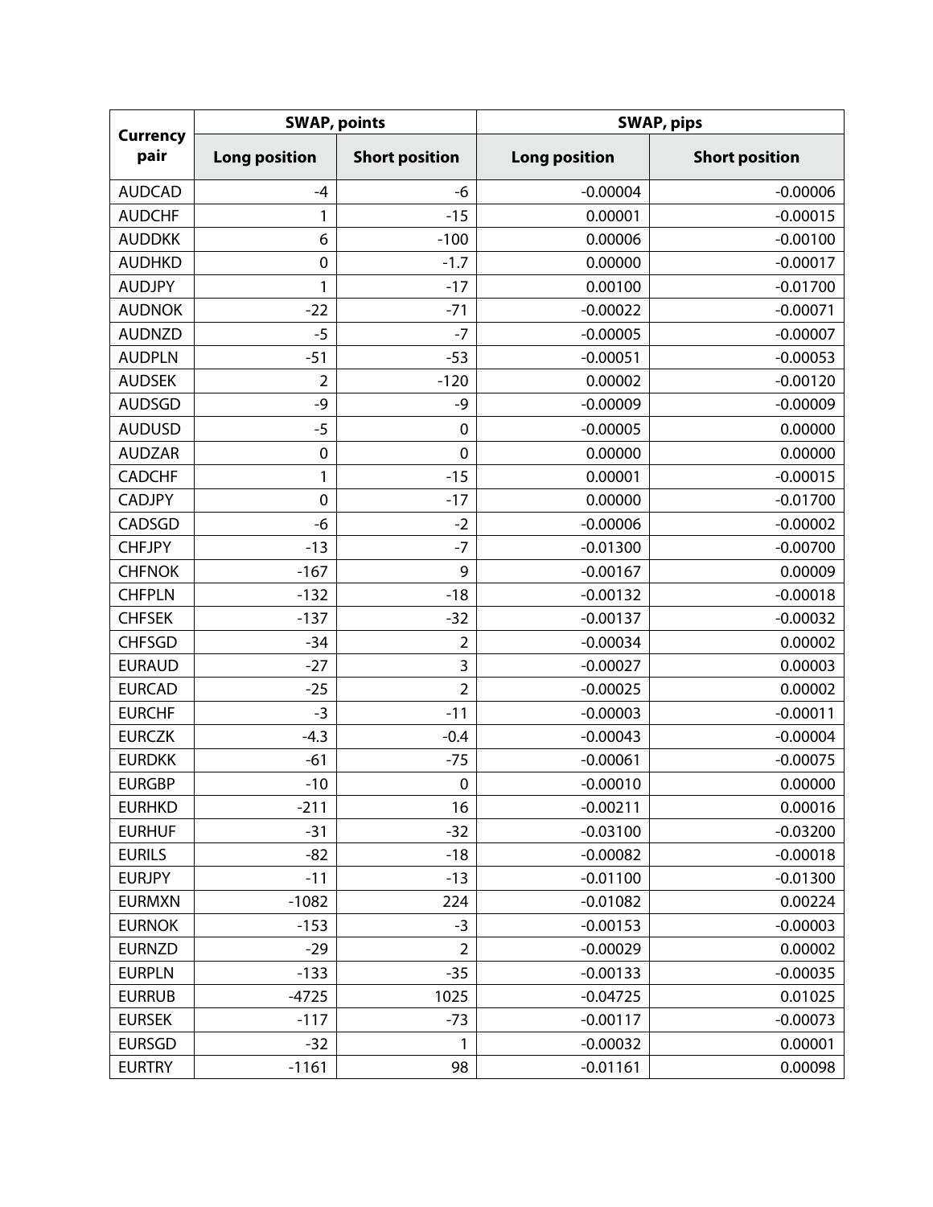| Currency pair | SWAP, points | | SWAP, pips | |
|---|---|---|---|---|
| | Long position | Short position | Long position | Short position |
| AUDCAD | -4 | -6 | -0.00004 | -0.00006 |
| AUDCHF | 1 | -15 | 0.00001 | -0.00015 |
| AUDDKK | 6 | -100 | 0.00006 | -0.00100 |
| AUDHKD | 0 | -1.7 | 0.00000 | -0.00017 |
| AUDJPY | 1 | -17 | 0.00100 | -0.01700 |
| AUDNOK | -22 | -71 | -0.00022 | -0.00071 |
| AUDNZD | -5 | -7 | -0.00005 | -0.00007 |
| AUDPLN | -51 | -53 | -0.00051 | -0.00053 |
| AUDSEK | 2 | -120 | 0.00002 | -0.00120 |
| AUDSGD | -9 | -9 | -0.00009 | -0.00009 |
| AUDUSD | -5 | 0 | -0.00005 | 0.00000 |
| AUDZAR | 0 | 0 | 0.00000 | 0.00000 |
| CADCHF | 1 | -15 | 0.00001 | -0.00015 |
| CADJPY | 0 | -17 | 0.00000 | -0.01700 |
| CADSGD | -6 | -2 | -0.00006 | -0.00002 |
| CHFJPY | -13 | -7 | -0.01300 | -0.00700 |
| CHFNOK | -167 | 9 | -0.00167 | 0.00009 |
| CHFPLN | -132 | -18 | -0.00132 | -0.00018 |
| CHFSEK | -137 | -32 | -0.00137 | -0.00032 |
| CHFSGD | -34 | 2 | -0.00034 | 0.00002 |
| EURAUD | -27 | 3 | -0.00027 | 0.00003 |
| EURCAD | -25 | 2 | -0.00025 | 0.00002 |
| EURCHF | -3 | -11 | -0.00003 | -0.00011 |
| EURCZK | -4.3 | -0.4 | -0.00043 | -0.00004 |
| EURDKK | -61 | -75 | -0.00061 | -0.00075 |
| EURGBP | -10 | 0 | -0.00010 | 0.00000 |
| EURHKD | -211 | 16 | -0.00211 | 0.00016 |
| EURHUF | -31 | -32 | -0.03100 | -0.03200 |
| EURILS | -82 | -18 | -0.00082 | -0.00018 |
| EURJPY | -11 | -13 | -0.01100 | -0.01300 |
| EURMXN | -1082 | 224 | -0.01082 | 0.00224 |
| EURNOK | -153 | -3 | -0.00153 | -0.00003 |
| EURNZD | -29 | 2 | -0.00029 | 0.00002 |
| EURPLN | -133 | -35 | -0.00133 | -0.00035 |
| EURRUB | -4725 | 1025 | -0.04725 | 0.01025 |
| EURSEK | -117 | -73 | -0.00117 | -0.00073 |
| EURSGD | -32 | 1 | -0.00032 | 0.00001 |
| EURTRY | -1161 | 98 | -0.01161 | 0.00098 |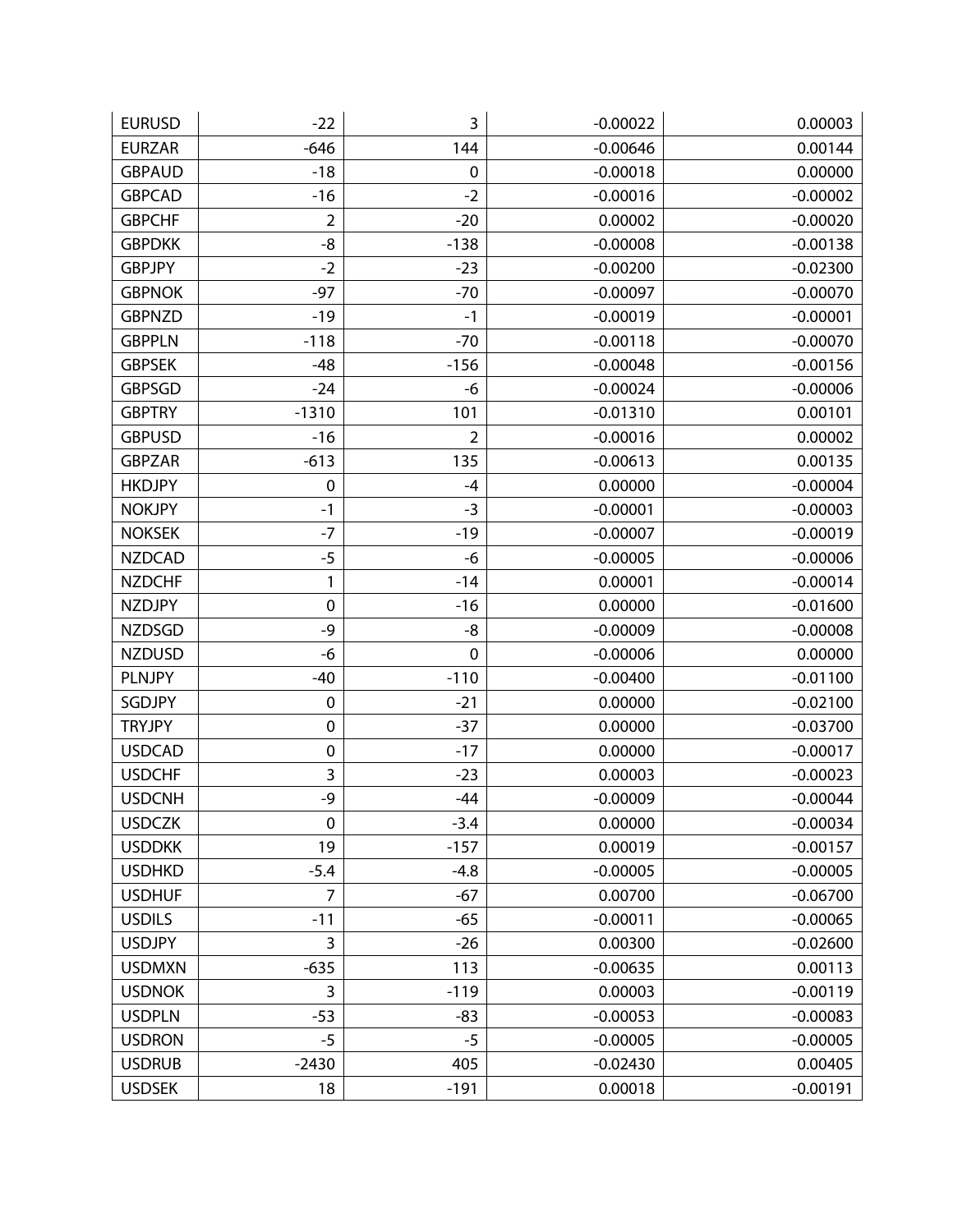| | | | | |
|---|---|---|---|---|
| EURUSD | -22 | 3 | -0.00022 | 0.00003 |
| EURZAR | -646 | 144 | -0.00646 | 0.00144 |
| GBPAUD | -18 | 0 | -0.00018 | 0.00000 |
| GBPCAD | -16 | -2 | -0.00016 | -0.00002 |
| GBPCHF | 2 | -20 | 0.00002 | -0.00020 |
| GBPDKK | -8 | -138 | -0.00008 | -0.00138 |
| GBPJPY | -2 | -23 | -0.00200 | -0.02300 |
| GBPNOK | -97 | -70 | -0.00097 | -0.00070 |
| GBPNZD | -19 | -1 | -0.00019 | -0.00001 |
| GBPPLN | -118 | -70 | -0.00118 | -0.00070 |
| GBPSEK | -48 | -156 | -0.00048 | -0.00156 |
| GBPSGD | -24 | -6 | -0.00024 | -0.00006 |
| GBPTRY | -1310 | 101 | -0.01310 | 0.00101 |
| GBPUSD | -16 | 2 | -0.00016 | 0.00002 |
| GBPZAR | -613 | 135 | -0.00613 | 0.00135 |
| HKDJPY | 0 | -4 | 0.00000 | -0.00004 |
| NOKJPY | -1 | -3 | -0.00001 | -0.00003 |
| NOKSEK | -7 | -19 | -0.00007 | -0.00019 |
| NZDCAD | -5 | -6 | -0.00005 | -0.00006 |
| NZDCHF | 1 | -14 | 0.00001 | -0.00014 |
| NZDJPY | 0 | -16 | 0.00000 | -0.01600 |
| NZDSGD | -9 | -8 | -0.00009 | -0.00008 |
| NZDUSD | -6 | 0 | -0.00006 | 0.00000 |
| PLNJPY | -40 | -110 | -0.00400 | -0.01100 |
| SGDJPY | 0 | -21 | 0.00000 | -0.02100 |
| TRYJPY | 0 | -37 | 0.00000 | -0.03700 |
| USDCAD | 0 | -17 | 0.00000 | -0.00017 |
| USDCHF | 3 | -23 | 0.00003 | -0.00023 |
| USDCNH | -9 | -44 | -0.00009 | -0.00044 |
| USDCZK | 0 | -3.4 | 0.00000 | -0.00034 |
| USDDKK | 19 | -157 | 0.00019 | -0.00157 |
| USDHKD | -5.4 | -4.8 | -0.00005 | -0.00005 |
| USDHUF | 7 | -67 | 0.00700 | -0.06700 |
| USDILS | -11 | -65 | -0.00011 | -0.00065 |
| USDJPY | 3 | -26 | 0.00300 | -0.02600 |
| USDMXN | -635 | 113 | -0.00635 | 0.00113 |
| USDNOK | 3 | -119 | 0.00003 | -0.00119 |
| USDPLN | -53 | -83 | -0.00053 | -0.00083 |
| USDRON | -5 | -5 | -0.00005 | -0.00005 |
| USDRUB | -2430 | 405 | -0.02430 | 0.00405 |
| USDSEK | 18 | -191 | 0.00018 | -0.00191 |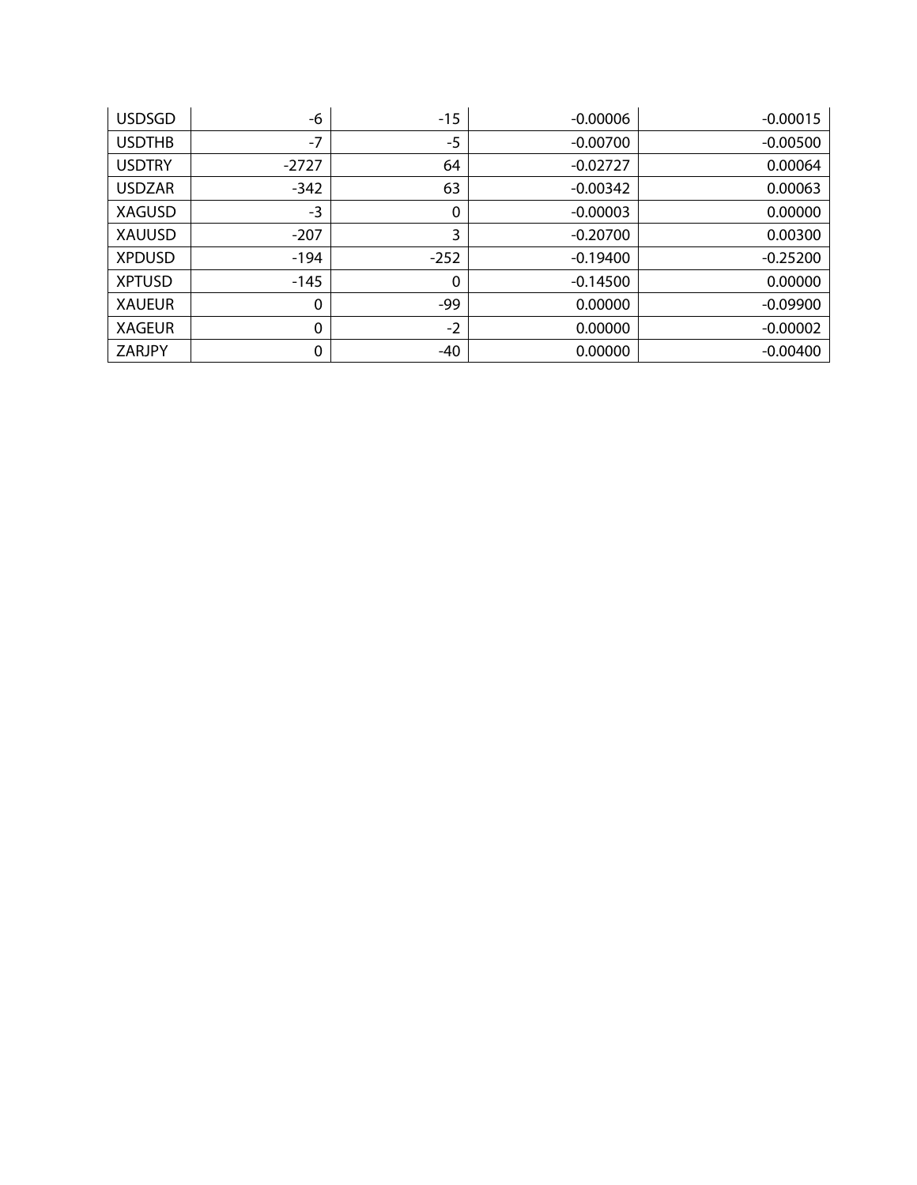| | | | | |
|---|---|---|---|---|
| USDSGD | -6 | -15 | -0.00006 | -0.00015 |
| USDTHB | -7 | -5 | -0.00700 | -0.00500 |
| USDTRY | -2727 | 64 | -0.02727 | 0.00064 |
| USDZAR | -342 | 63 | -0.00342 | 0.00063 |
| XAGUSD | -3 | 0 | -0.00003 | 0.00000 |
| XAUUSD | -207 | 3 | -0.20700 | 0.00300 |
| XPDUSD | -194 | -252 | -0.19400 | -0.25200 |
| XPTUSD | -145 | 0 | -0.14500 | 0.00000 |
| XAUEUR | 0 | -99 | 0.00000 | -0.09900 |
| XAGEUR | 0 | -2 | 0.00000 | -0.00002 |
| ZARJPY | 0 | -40 | 0.00000 | -0.00400 |